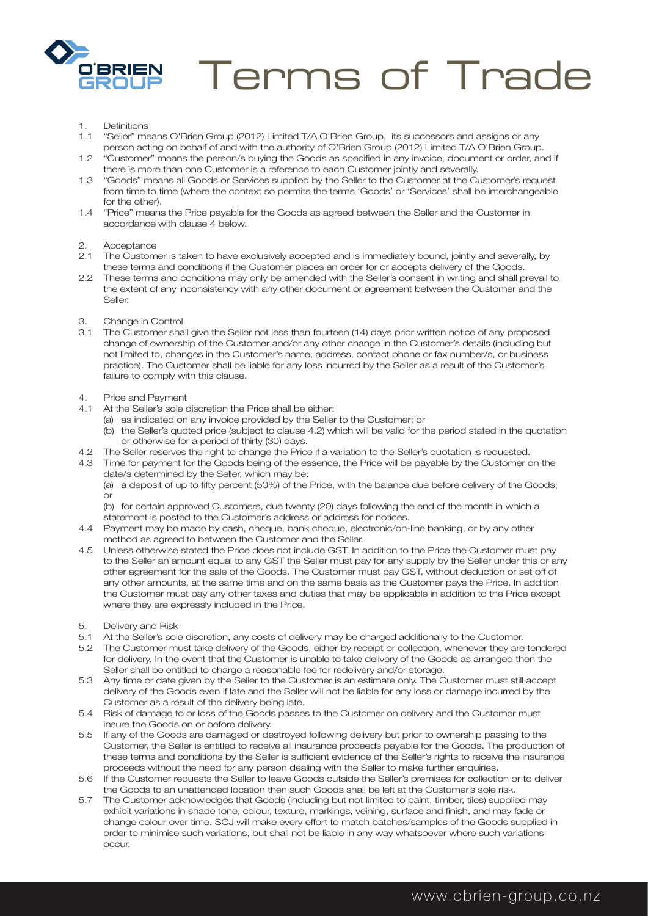# Terms of Trade

1. Definitions

1.1 "Seller" means O'Brien Group (2012) Limited T/A O'Brien Group, its successors and assigns or any person acting on behalf of and with the authority of O'Brien Group (2012) Limited T/A O'Brien Group.

1.2 "Customer" means the person/s buying the Goods as specified in any invoice, document or order, and if there is more than one Customer is a reference to each Customer jointly and severally.

1.3 "Goods" means all Goods or Services supplied by the Seller to the Customer at the Customer's request from time to time (where the context so permits the terms 'Goods' or 'Services' shall be interchangeable for the other).

1.4 "Price" means the Price payable for the Goods as agreed between the Seller and the Customer in accordance with clause 4 below.

2. Acceptance

2.1 The Customer is taken to have exclusively accepted and is immediately bound, jointly and severally, by these terms and conditions if the Customer places an order for or accepts delivery of the Goods.

2.2 These terms and conditions may only be amended with the Seller's consent in writing and shall prevail to the extent of any inconsistency with any other document or agreement between the Customer and the Seller.

3. Change in Control

3.1 The Customer shall give the Seller not less than fourteen (14) days prior written notice of any proposed change of ownership of the Customer and/or any other change in the Customer's details (including but not limited to, changes in the Customer's name, address, contact phone or fax number/s, or business practice). The Customer shall be liable for any loss incurred by the Seller as a result of the Customer's failure to comply with this clause.

4. Price and Payment

4.1 At the Seller's sole discretion the Price shall be either:
   (a) as indicated on any invoice provided by the Seller to the Customer; or
   (b) the Seller's quoted price (subject to clause 4.2) which will be valid for the period stated in the quotation or otherwise for a period of thirty (30) days.

4.2 The Seller reserves the right to change the Price if a variation to the Seller's quotation is requested.

4.3 Time for payment for the Goods being of the essence, the Price will be payable by the Customer on the date/s determined by the Seller, which may be:
   (a) a deposit of up to fifty percent (50%) of the Price, with the balance due before delivery of the Goods; or
   (b) for certain approved Customers, due twenty (20) days following the end of the month in which a statement is posted to the Customer's address or address for notices.

4.4 Payment may be made by cash, cheque, bank cheque, electronic/on-line banking, or by any other method as agreed to between the Customer and the Seller.

4.5 Unless otherwise stated the Price does not include GST. In addition to the Price the Customer must pay to the Seller an amount equal to any GST the Seller must pay for any supply by the Seller under this or any other agreement for the sale of the Goods. The Customer must pay GST, without deduction or set off of any other amounts, at the same time and on the same basis as the Customer pays the Price. In addition the Customer must pay any other taxes and duties that may be applicable in addition to the Price except where they are expressly included in the Price.

5. Delivery and Risk

5.1 At the Seller's sole discretion, any costs of delivery may be charged additionally to the Customer.

5.2 The Customer must take delivery of the Goods, either by receipt or collection, whenever they are tendered for delivery. In the event that the Customer is unable to take delivery of the Goods as arranged then the Seller shall be entitled to charge a reasonable fee for redelivery and/or storage.

5.3 Any time or date given by the Seller to the Customer is an estimate only. The Customer must still accept delivery of the Goods even if late and the Seller will not be liable for any loss or damage incurred by the Customer as a result of the delivery being late.

5.4 Risk of damage to or loss of the Goods passes to the Customer on delivery and the Customer must insure the Goods on or before delivery.

5.5 If any of the Goods are damaged or destroyed following delivery but prior to ownership passing to the Customer, the Seller is entitled to receive all insurance proceeds payable for the Goods. The production of these terms and conditions by the Seller is sufficient evidence of the Seller's rights to receive the insurance proceeds without the need for any person dealing with the Seller to make further enquiries.

5.6 If the Customer requests the Seller to leave Goods outside the Seller's premises for collection or to deliver the Goods to an unattended location then such Goods shall be left at the Customer's sole risk.

5.7 The Customer acknowledges that Goods (including but not limited to paint, timber, tiles) supplied may exhibit variations in shade tone, colour, texture, markings, veining, surface and finish, and may fade or change colour over time. SCJ will make every effort to match batches/samples of the Goods supplied in order to minimise such variations, but shall not be liable in any way whatsoever where such variations occur.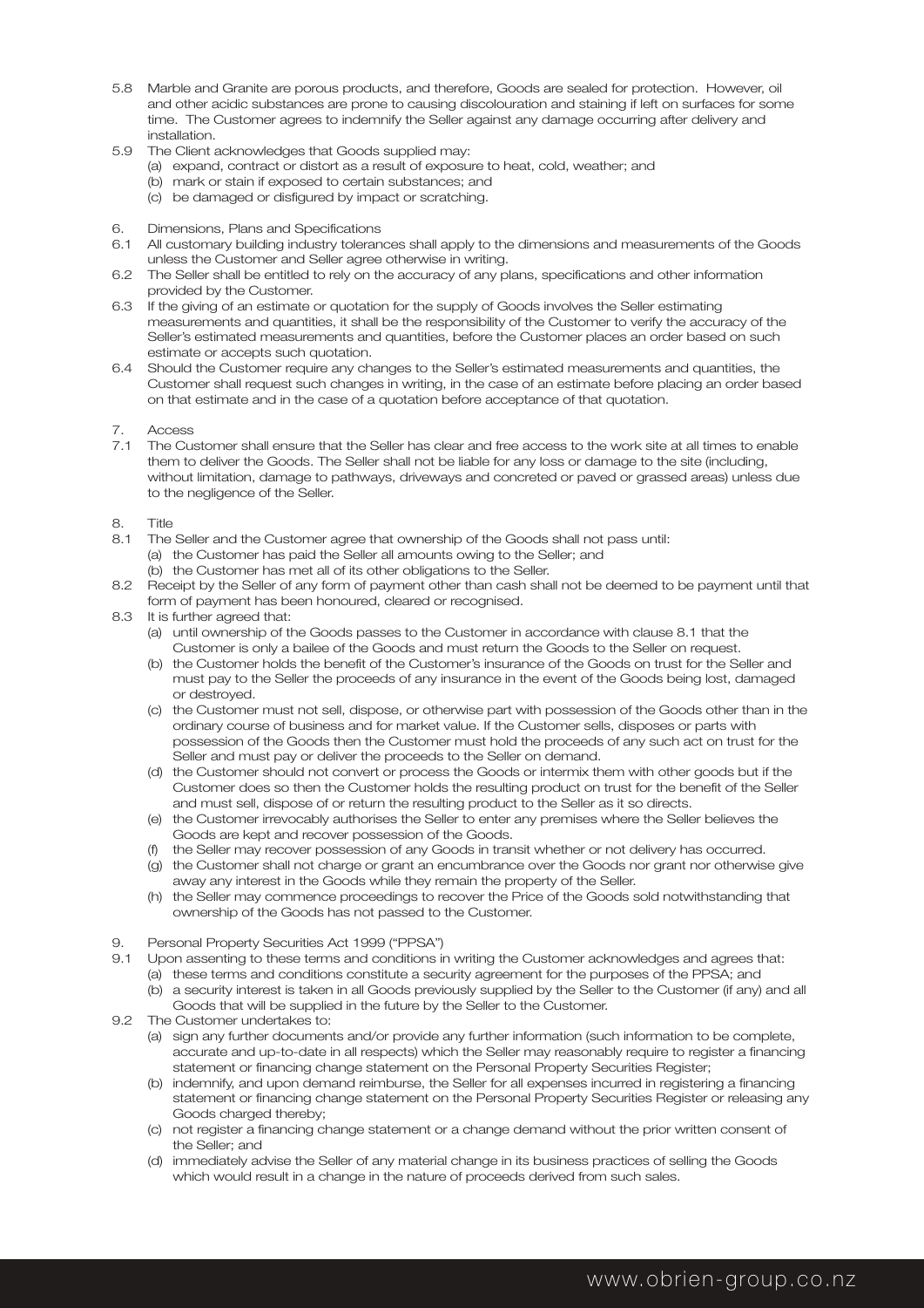5.8 Marble and Granite are porous products, and therefore, Goods are sealed for protection. However, oil and other acidic substances are prone to causing discolouration and staining if left on surfaces for some time. The Customer agrees to indemnify the Seller against any damage occurring after delivery and installation.

5.9 The Client acknowledges that Goods supplied may:
  (a) expand, contract or distort as a result of exposure to heat, cold, weather; and
  (b) mark or stain if exposed to certain substances; and
  (c) be damaged or disfigured by impact or scratching.

## 6. Dimensions, Plans and Specifications

6.1 All customary building industry tolerances shall apply to the dimensions and measurements of the Goods unless the Customer and Seller agree otherwise in writing.

6.2 The Seller shall be entitled to rely on the accuracy of any plans, specifications and other information provided by the Customer.

6.3 If the giving of an estimate or quotation for the supply of Goods involves the Seller estimating measurements and quantities, it shall be the responsibility of the Customer to verify the accuracy of the Seller's estimated measurements and quantities, before the Customer places an order based on such estimate or accepts such quotation.

6.4 Should the Customer require any changes to the Seller's estimated measurements and quantities, the Customer shall request such changes in writing, in the case of an estimate before placing an order based on that estimate and in the case of a quotation before acceptance of that quotation.

## 7. Access

7.1 The Customer shall ensure that the Seller has clear and free access to the work site at all times to enable them to deliver the Goods. The Seller shall not be liable for any loss or damage to the site (including, without limitation, damage to pathways, driveways and concreted or paved or grassed areas) unless due to the negligence of the Seller.

## 8. Title

8.1 The Seller and the Customer agree that ownership of the Goods shall not pass until:
  (a) the Customer has paid the Seller all amounts owing to the Seller; and
  (b) the Customer has met all of its other obligations to the Seller.

8.2 Receipt by the Seller of any form of payment other than cash shall not be deemed to be payment until that form of payment has been honoured, cleared or recognised.

8.3 It is further agreed that:
  (a) until ownership of the Goods passes to the Customer in accordance with clause 8.1 that the Customer is only a bailee of the Goods and must return the Goods to the Seller on request.
  (b) the Customer holds the benefit of the Customer's insurance of the Goods on trust for the Seller and must pay to the Seller the proceeds of any insurance in the event of the Goods being lost, damaged or destroyed.
  (c) the Customer must not sell, dispose, or otherwise part with possession of the Goods other than in the ordinary course of business and for market value. If the Customer sells, disposes or parts with possession of the Goods then the Customer must hold the proceeds of any such act on trust for the Seller and must pay or deliver the proceeds to the Seller on demand.
  (d) the Customer should not convert or process the Goods or intermix them with other goods but if the Customer does so then the Customer holds the resulting product on trust for the benefit of the Seller and must sell, dispose of or return the resulting product to the Seller as it so directs.
  (e) the Customer irrevocably authorises the Seller to enter any premises where the Seller believes the Goods are kept and recover possession of the Goods.
  (f) the Seller may recover possession of any Goods in transit whether or not delivery has occurred.
  (g) the Customer shall not charge or grant an encumbrance over the Goods nor grant nor otherwise give away any interest in the Goods while they remain the property of the Seller.
  (h) the Seller may commence proceedings to recover the Price of the Goods sold notwithstanding that ownership of the Goods has not passed to the Customer.

## 9. Personal Property Securities Act 1999 ("PPSA")

9.1 Upon assenting to these terms and conditions in writing the Customer acknowledges and agrees that:
  (a) these terms and conditions constitute a security agreement for the purposes of the PPSA; and
  (b) a security interest is taken in all Goods previously supplied by the Seller to the Customer (if any) and all Goods that will be supplied in the future by the Seller to the Customer.

9.2 The Customer undertakes to:
  (a) sign any further documents and/or provide any further information (such information to be complete, accurate and up-to-date in all respects) which the Seller may reasonably require to register a financing statement or financing change statement on the Personal Property Securities Register;
  (b) indemnify, and upon demand reimburse, the Seller for all expenses incurred in registering a financing statement or financing change statement on the Personal Property Securities Register or releasing any Goods charged thereby;
  (c) not register a financing change statement or a change demand without the prior written consent of the Seller; and
  (d) immediately advise the Seller of any material change in its business practices of selling the Goods which would result in a change in the nature of proceeds derived from such sales.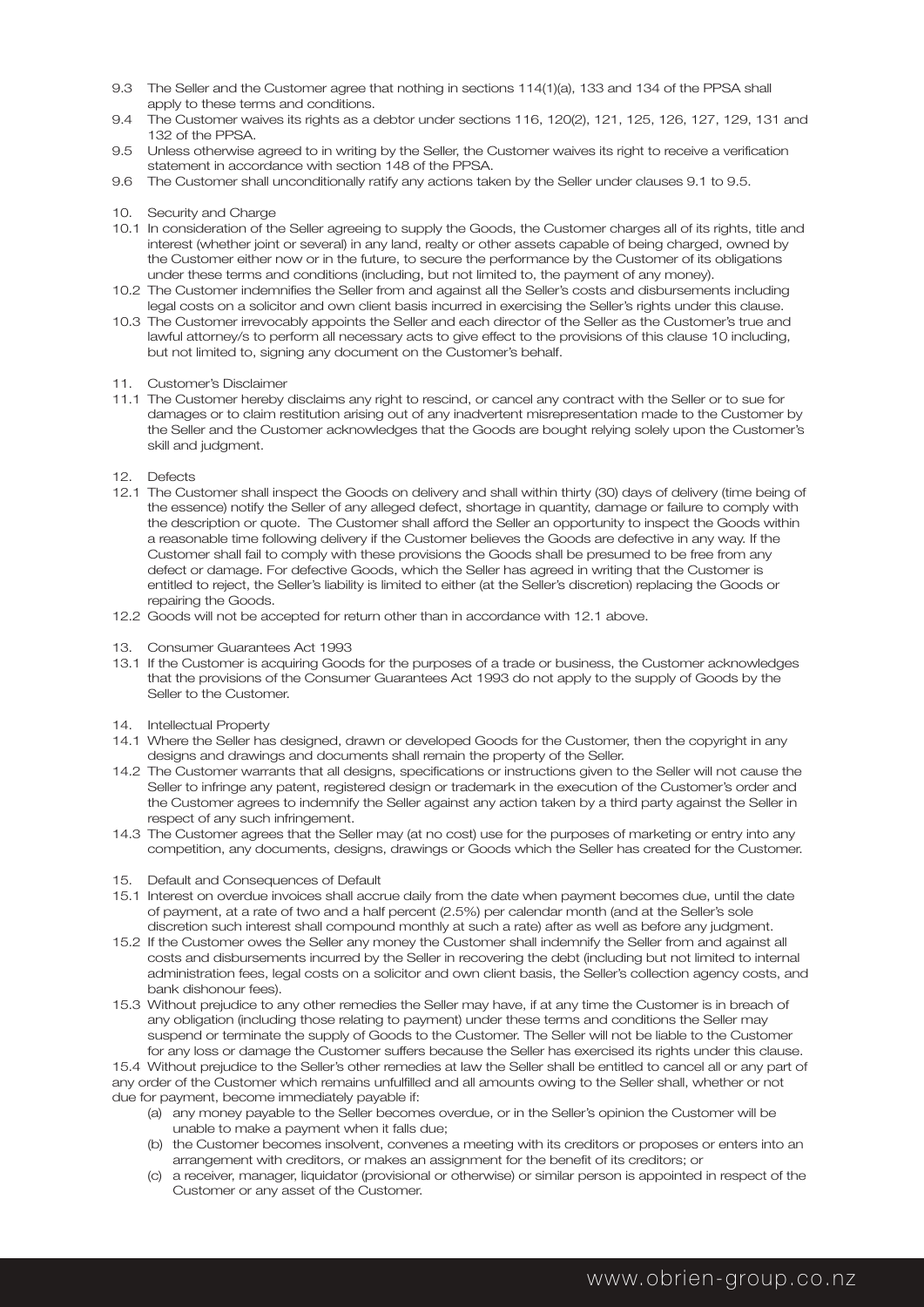9.3 The Seller and the Customer agree that nothing in sections 114(1)(a), 133 and 134 of the PPSA shall apply to these terms and conditions.

9.4 The Customer waives its rights as a debtor under sections 116, 120(2), 121, 125, 126, 127, 129, 131 and 132 of the PPSA.

9.5 Unless otherwise agreed to in writing by the Seller, the Customer waives its right to receive a verification statement in accordance with section 148 of the PPSA.

9.6 The Customer shall unconditionally ratify any actions taken by the Seller under clauses 9.1 to 9.5.

10. Security and Charge

10.1 In consideration of the Seller agreeing to supply the Goods, the Customer charges all of its rights, title and interest (whether joint or several) in any land, realty or other assets capable of being charged, owned by the Customer either now or in the future, to secure the performance by the Customer of its obligations under these terms and conditions (including, but not limited to, the payment of any money).

10.2 The Customer indemnifies the Seller from and against all the Seller's costs and disbursements including legal costs on a solicitor and own client basis incurred in exercising the Seller's rights under this clause.

10.3 The Customer irrevocably appoints the Seller and each director of the Seller as the Customer's true and lawful attorney/s to perform all necessary acts to give effect to the provisions of this clause 10 including, but not limited to, signing any document on the Customer's behalf.

11. Customer's Disclaimer

11.1 The Customer hereby disclaims any right to rescind, or cancel any contract with the Seller or to sue for damages or to claim restitution arising out of any inadvertent misrepresentation made to the Customer by the Seller and the Customer acknowledges that the Goods are bought relying solely upon the Customer's skill and judgment.

12. Defects

12.1 The Customer shall inspect the Goods on delivery and shall within thirty (30) days of delivery (time being of the essence) notify the Seller of any alleged defect, shortage in quantity, damage or failure to comply with the description or quote. The Customer shall afford the Seller an opportunity to inspect the Goods within a reasonable time following delivery if the Customer believes the Goods are defective in any way. If the Customer shall fail to comply with these provisions the Goods shall be presumed to be free from any defect or damage. For defective Goods, which the Seller has agreed in writing that the Customer is entitled to reject, the Seller's liability is limited to either (at the Seller's discretion) replacing the Goods or repairing the Goods.

12.2 Goods will not be accepted for return other than in accordance with 12.1 above.

13. Consumer Guarantees Act 1993

13.1 If the Customer is acquiring Goods for the purposes of a trade or business, the Customer acknowledges that the provisions of the Consumer Guarantees Act 1993 do not apply to the supply of Goods by the Seller to the Customer.

14. Intellectual Property

14.1 Where the Seller has designed, drawn or developed Goods for the Customer, then the copyright in any designs and drawings and documents shall remain the property of the Seller.

14.2 The Customer warrants that all designs, specifications or instructions given to the Seller will not cause the Seller to infringe any patent, registered design or trademark in the execution of the Customer's order and the Customer agrees to indemnify the Seller against any action taken by a third party against the Seller in respect of any such infringement.

14.3 The Customer agrees that the Seller may (at no cost) use for the purposes of marketing or entry into any competition, any documents, designs, drawings or Goods which the Seller has created for the Customer.

15. Default and Consequences of Default

15.1 Interest on overdue invoices shall accrue daily from the date when payment becomes due, until the date of payment, at a rate of two and a half percent (2.5%) per calendar month (and at the Seller's sole discretion such interest shall compound monthly at such a rate) after as well as before any judgment.

15.2 If the Customer owes the Seller any money the Customer shall indemnify the Seller from and against all costs and disbursements incurred by the Seller in recovering the debt (including but not limited to internal administration fees, legal costs on a solicitor and own client basis, the Seller's collection agency costs, and bank dishonour fees).

15.3 Without prejudice to any other remedies the Seller may have, if at any time the Customer is in breach of any obligation (including those relating to payment) under these terms and conditions the Seller may suspend or terminate the supply of Goods to the Customer. The Seller will not be liable to the Customer for any loss or damage the Customer suffers because the Seller has exercised its rights under this clause.

15.4 Without prejudice to the Seller's other remedies at law the Seller shall be entitled to cancel all or any part of any order of the Customer which remains unfulfilled and all amounts owing to the Seller shall, whether or not due for payment, become immediately payable if:

(a) any money payable to the Seller becomes overdue, or in the Seller's opinion the Customer will be unable to make a payment when it falls due;

(b) the Customer becomes insolvent, convenes a meeting with its creditors or proposes or enters into an arrangement with creditors, or makes an assignment for the benefit of its creditors; or

(c) a receiver, manager, liquidator (provisional or otherwise) or similar person is appointed in respect of the Customer or any asset of the Customer.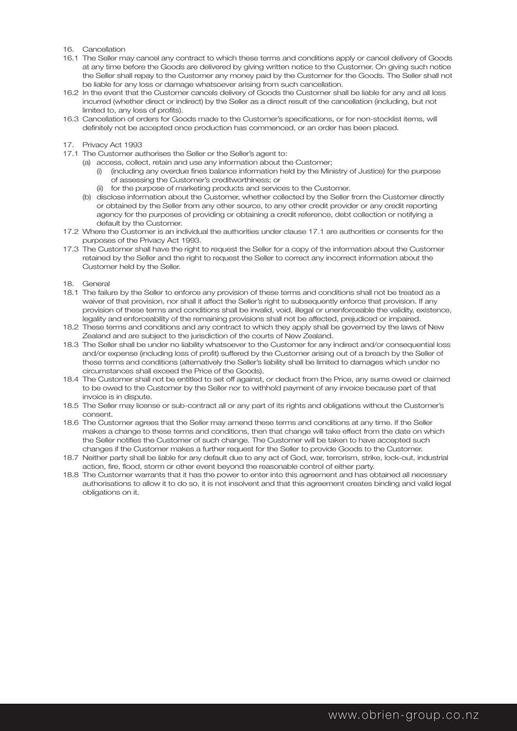16. Cancellation

16.1 The Seller may cancel any contract to which these terms and conditions apply or cancel delivery of Goods at any time before the Goods are delivered by giving written notice to the Customer. On giving such notice the Seller shall repay to the Customer any money paid by the Customer for the Goods. The Seller shall not be liable for any loss or damage whatsoever arising from such cancellation.

16.2 In the event that the Customer cancels delivery of Goods the Customer shall be liable for any and all loss incurred (whether direct or indirect) by the Seller as a direct result of the cancellation (including, but not limited to, any loss of profits).

16.3 Cancellation of orders for Goods made to the Customer's specifications, or for non-stocklist items, will definitely not be accepted once production has commenced, or an order has been placed.

17. Privacy Act 1993

17.1 The Customer authorises the Seller or the Seller's agent to:

(a) access, collect, retain and use any information about the Customer;

(i) (including any overdue fines balance information held by the Ministry of Justice) for the purpose of assessing the Customer's creditworthiness; or

(ii) for the purpose of marketing products and services to the Customer.

(b) disclose information about the Customer, whether collected by the Seller from the Customer directly or obtained by the Seller from any other source, to any other credit provider or any credit reporting agency for the purposes of providing or obtaining a credit reference, debt collection or notifying a default by the Customer.

17.2 Where the Customer is an individual the authorities under clause 17.1 are authorities or consents for the purposes of the Privacy Act 1993.

17.3 The Customer shall have the right to request the Seller for a copy of the information about the Customer retained by the Seller and the right to request the Seller to correct any incorrect information about the Customer held by the Seller.

18. General

18.1 The failure by the Seller to enforce any provision of these terms and conditions shall not be treated as a waiver of that provision, nor shall it affect the Seller's right to subsequently enforce that provision. If any provision of these terms and conditions shall be invalid, void, illegal or unenforceable the validity, existence, legality and enforceability of the remaining provisions shall not be affected, prejudiced or impaired.

18.2 These terms and conditions and any contract to which they apply shall be governed by the laws of New Zealand and are subject to the jurisdiction of the courts of New Zealand.

18.3 The Seller shall be under no liability whatsoever to the Customer for any indirect and/or consequential loss and/or expense (including loss of profit) suffered by the Customer arising out of a breach by the Seller of these terms and conditions (alternatively the Seller's liability shall be limited to damages which under no circumstances shall exceed the Price of the Goods).

18.4 The Customer shall not be entitled to set off against, or deduct from the Price, any sums owed or claimed to be owed to the Customer by the Seller nor to withhold payment of any invoice because part of that invoice is in dispute.

18.5 The Seller may license or sub-contract all or any part of its rights and obligations without the Customer's consent.

18.6 The Customer agrees that the Seller may amend these terms and conditions at any time. If the Seller makes a change to these terms and conditions, then that change will take effect from the date on which the Seller notifies the Customer of such change. The Customer will be taken to have accepted such changes if the Customer makes a further request for the Seller to provide Goods to the Customer.

18.7 Neither party shall be liable for any default due to any act of God, war, terrorism, strike, lock-out, industrial action, fire, flood, storm or other event beyond the reasonable control of either party.

18.8 The Customer warrants that it has the power to enter into this agreement and has obtained all necessary authorisations to allow it to do so, it is not insolvent and that this agreement creates binding and valid legal obligations on it.

www.obrien-group.co.nz